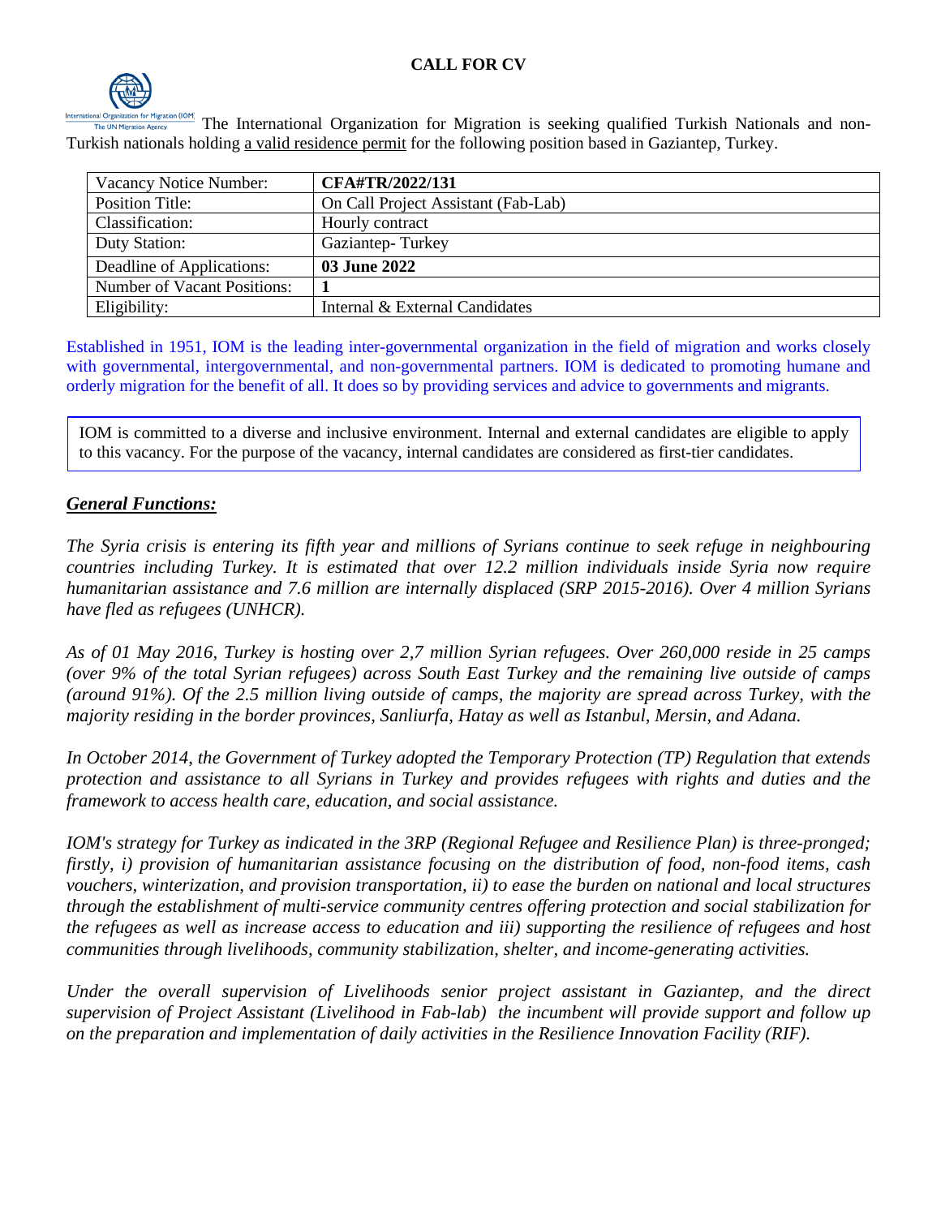# CALL FOR CV

The International Organization for Migration is seeking qualified Turkish Nationals and non-Turkish nationals holding a valid residence permit for the following position based in Gaziantep, Turkey.

| Vacancy Notice Number: | **CFA#TR/2022/131** |
|---|---|
| Position Title: | On Call Project Assistant (Fab-Lab) |
| Classification: | Hourly contract |
| Duty Station: | Gaziantep- Turkey |
| Deadline of Applications: | **03 June 2022** |
| Number of Vacant Positions: | **1** |
| Eligibility: | Internal & External Candidates |

Established in 1951, IOM is the leading inter-governmental organization in the field of migration and works closely with governmental, intergovernmental, and non-governmental partners. IOM is dedicated to promoting humane and orderly migration for the benefit of all. It does so by providing services and advice to governments and migrants.

IOM is committed to a diverse and inclusive environment. Internal and external candidates are eligible to apply to this vacancy. For the purpose of the vacancy, internal candidates are considered as first-tier candidates.

## *General Functions:*

*The Syria crisis is entering its fifth year and millions of Syrians continue to seek refuge in neighbouring countries including Turkey. It is estimated that over 12.2 million individuals inside Syria now require humanitarian assistance and 7.6 million are internally displaced (SRP 2015-2016). Over 4 million Syrians have fled as refugees (UNHCR).*

*As of 01 May 2016, Turkey is hosting over 2,7 million Syrian refugees. Over 260,000 reside in 25 camps (over 9% of the total Syrian refugees) across South East Turkey and the remaining live outside of camps (around 91%). Of the 2.5 million living outside of camps, the majority are spread across Turkey, with the majority residing in the border provinces, Sanliurfa, Hatay as well as Istanbul, Mersin, and Adana.*

*In October 2014, the Government of Turkey adopted the Temporary Protection (TP) Regulation that extends protection and assistance to all Syrians in Turkey and provides refugees with rights and duties and the framework to access health care, education, and social assistance.*

*IOM's strategy for Turkey as indicated in the 3RP (Regional Refugee and Resilience Plan) is three-pronged; firstly, i) provision of humanitarian assistance focusing on the distribution of food, non-food items, cash vouchers, winterization, and provision transportation, ii) to ease the burden on national and local structures through the establishment of multi-service community centres offering protection and social stabilization for the refugees as well as increase access to education and iii) supporting the resilience of refugees and host communities through livelihoods, community stabilization, shelter, and income-generating activities.*

*Under the overall supervision of Livelihoods senior project assistant in Gaziantep, and the direct supervision of Project Assistant (Livelihood in Fab-lab) the incumbent will provide support and follow up on the preparation and implementation of daily activities in the Resilience Innovation Facility (RIF).*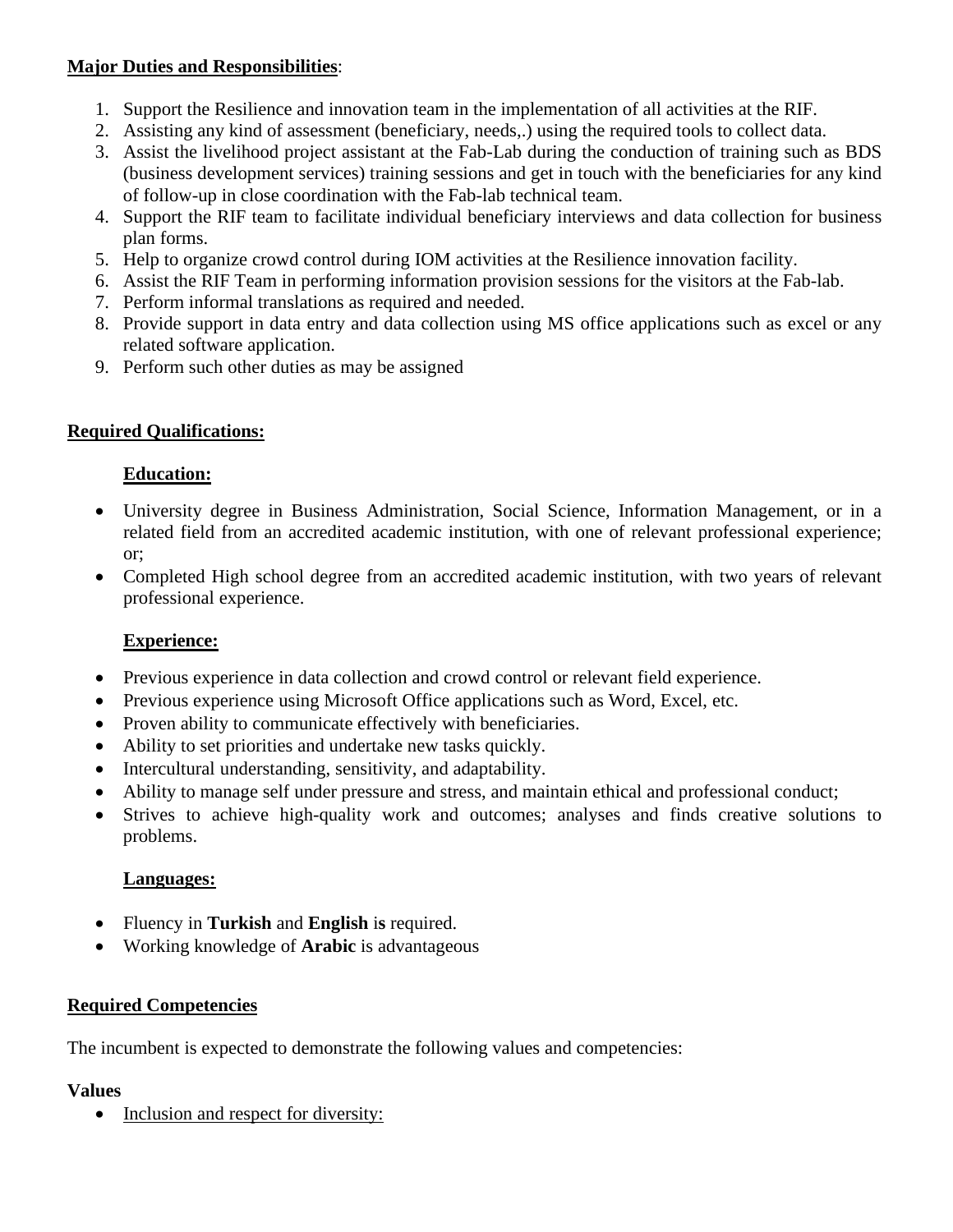**Major Duties and Responsibilities**:

1. Support the Resilience and innovation team in the implementation of all activities at the RIF.
2. Assisting any kind of assessment (beneficiary, needs,.) using the required tools to collect data.
3. Assist the livelihood project assistant at the Fab-Lab during the conduction of training such as BDS (business development services) training sessions and get in touch with the beneficiaries for any kind of follow-up in close coordination with the Fab-lab technical team.
4. Support the RIF team to facilitate individual beneficiary interviews and data collection for business plan forms.
5. Help to organize crowd control during IOM activities at the Resilience innovation facility.
6. Assist the RIF Team in performing information provision sessions for the visitors at the Fab-lab.
7. Perform informal translations as required and needed.
8. Provide support in data entry and data collection using MS office applications such as excel or any related software application.
9. Perform such other duties as may be assigned

**Required Qualifications:**

**Education:**

- University degree in Business Administration, Social Science, Information Management, or in a related field from an accredited academic institution, with one of relevant professional experience; or;
- Completed High school degree from an accredited academic institution, with two years of relevant professional experience.

**Experience:**

- Previous experience in data collection and crowd control or relevant field experience.
- Previous experience using Microsoft Office applications such as Word, Excel, etc.
- Proven ability to communicate effectively with beneficiaries.
- Ability to set priorities and undertake new tasks quickly.
- Intercultural understanding, sensitivity, and adaptability.
- Ability to manage self under pressure and stress, and maintain ethical and professional conduct;
- Strives to achieve high-quality work and outcomes; analyses and finds creative solutions to problems.

**Languages:**

- Fluency in **Turkish** and **English** is required.
- Working knowledge of **Arabic** is advantageous

**Required Competencies**

The incumbent is expected to demonstrate the following values and competencies:

**Values**

- Inclusion and respect for diversity: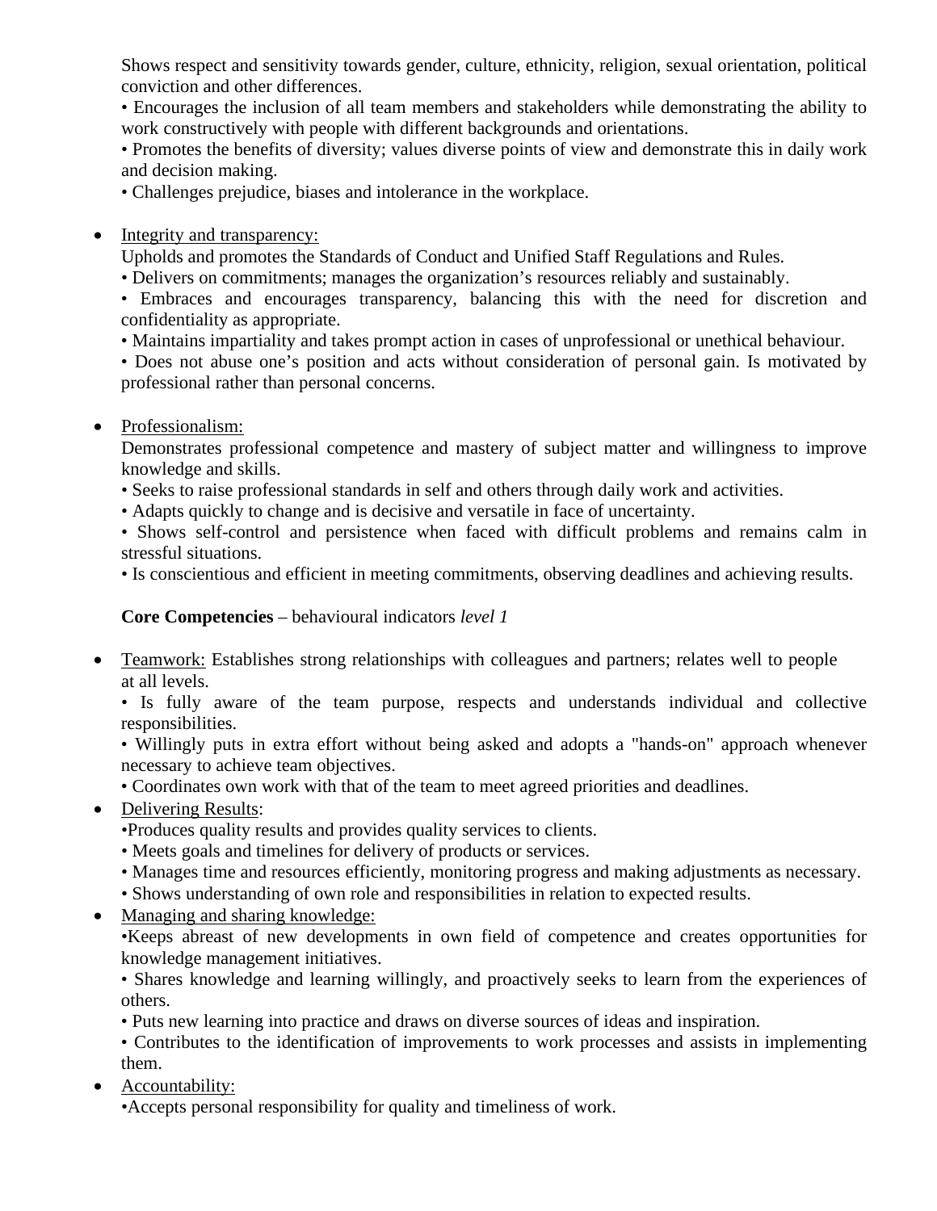Shows respect and sensitivity towards gender, culture, ethnicity, religion, sexual orientation, political conviction and other differences.
• Encourages the inclusion of all team members and stakeholders while demonstrating the ability to work constructively with people with different backgrounds and orientations.
• Promotes the benefits of diversity; values diverse points of view and demonstrate this in daily work and decision making.
• Challenges prejudice, biases and intolerance in the workplace.

- Integrity and transparency:
  Upholds and promotes the Standards of Conduct and Unified Staff Regulations and Rules.
  • Delivers on commitments; manages the organization's resources reliably and sustainably.
  • Embraces and encourages transparency, balancing this with the need for discretion and confidentiality as appropriate.
  • Maintains impartiality and takes prompt action in cases of unprofessional or unethical behaviour.
  • Does not abuse one's position and acts without consideration of personal gain. Is motivated by professional rather than personal concerns.

- Professionalism:
  Demonstrates professional competence and mastery of subject matter and willingness to improve knowledge and skills.
  • Seeks to raise professional standards in self and others through daily work and activities.
  • Adapts quickly to change and is decisive and versatile in face of uncertainty.
  • Shows self-control and persistence when faced with difficult problems and remains calm in stressful situations.
  • Is conscientious and efficient in meeting commitments, observing deadlines and achieving results.

**Core Competencies** – behavioural indicators *level 1*

- Teamwork: Establishes strong relationships with colleagues and partners; relates well to people at all levels.
  • Is fully aware of the team purpose, respects and understands individual and collective responsibilities.
  • Willingly puts in extra effort without being asked and adopts a "hands-on" approach whenever necessary to achieve team objectives.
  • Coordinates own work with that of the team to meet agreed priorities and deadlines.
- Delivering Results:
  •Produces quality results and provides quality services to clients.
  • Meets goals and timelines for delivery of products or services.
  • Manages time and resources efficiently, monitoring progress and making adjustments as necessary.
  • Shows understanding of own role and responsibilities in relation to expected results.
- Managing and sharing knowledge:
  •Keeps abreast of new developments in own field of competence and creates opportunities for knowledge management initiatives.
  • Shares knowledge and learning willingly, and proactively seeks to learn from the experiences of others.
  • Puts new learning into practice and draws on diverse sources of ideas and inspiration.
  • Contributes to the identification of improvements to work processes and assists in implementing them.
- Accountability:
  •Accepts personal responsibility for quality and timeliness of work.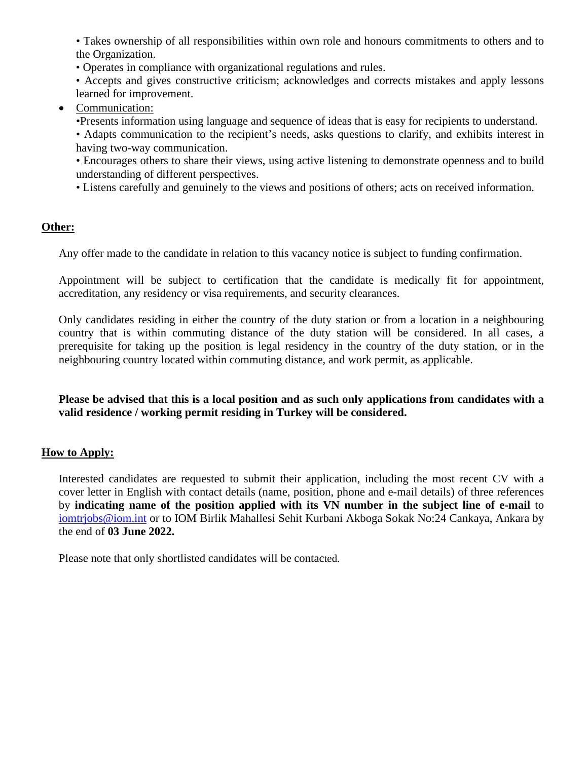• Takes ownership of all responsibilities within own role and honours commitments to others and to the Organization.

• Operates in compliance with organizational regulations and rules.

• Accepts and gives constructive criticism; acknowledges and corrects mistakes and apply lessons learned for improvement.

- Communication:

  •Presents information using language and sequence of ideas that is easy for recipients to understand.

  • Adapts communication to the recipient's needs, asks questions to clarify, and exhibits interest in having two-way communication.

  • Encourages others to share their views, using active listening to demonstrate openness and to build understanding of different perspectives.

  • Listens carefully and genuinely to the views and positions of others; acts on received information.

**Other:**

Any offer made to the candidate in relation to this vacancy notice is subject to funding confirmation.

Appointment will be subject to certification that the candidate is medically fit for appointment, accreditation, any residency or visa requirements, and security clearances.

Only candidates residing in either the country of the duty station or from a location in a neighbouring country that is within commuting distance of the duty station will be considered. In all cases, a prerequisite for taking up the position is legal residency in the country of the duty station, or in the neighbouring country located within commuting distance, and work permit, as applicable.

**Please be advised that this is a local position and as such only applications from candidates with a valid residence / working permit residing in Turkey will be considered.**

**How to Apply:**

Interested candidates are requested to submit their application, including the most recent CV with a cover letter in English with contact details (name, position, phone and e-mail details) of three references by **indicating name of the position applied with its VN number in the subject line of e-mail** to iomtrjobs@iom.int or to IOM Birlik Mahallesi Sehit Kurbani Akboga Sokak No:24 Cankaya, Ankara by the end of **03 June 2022.**

Please note that only shortlisted candidates will be contacted.